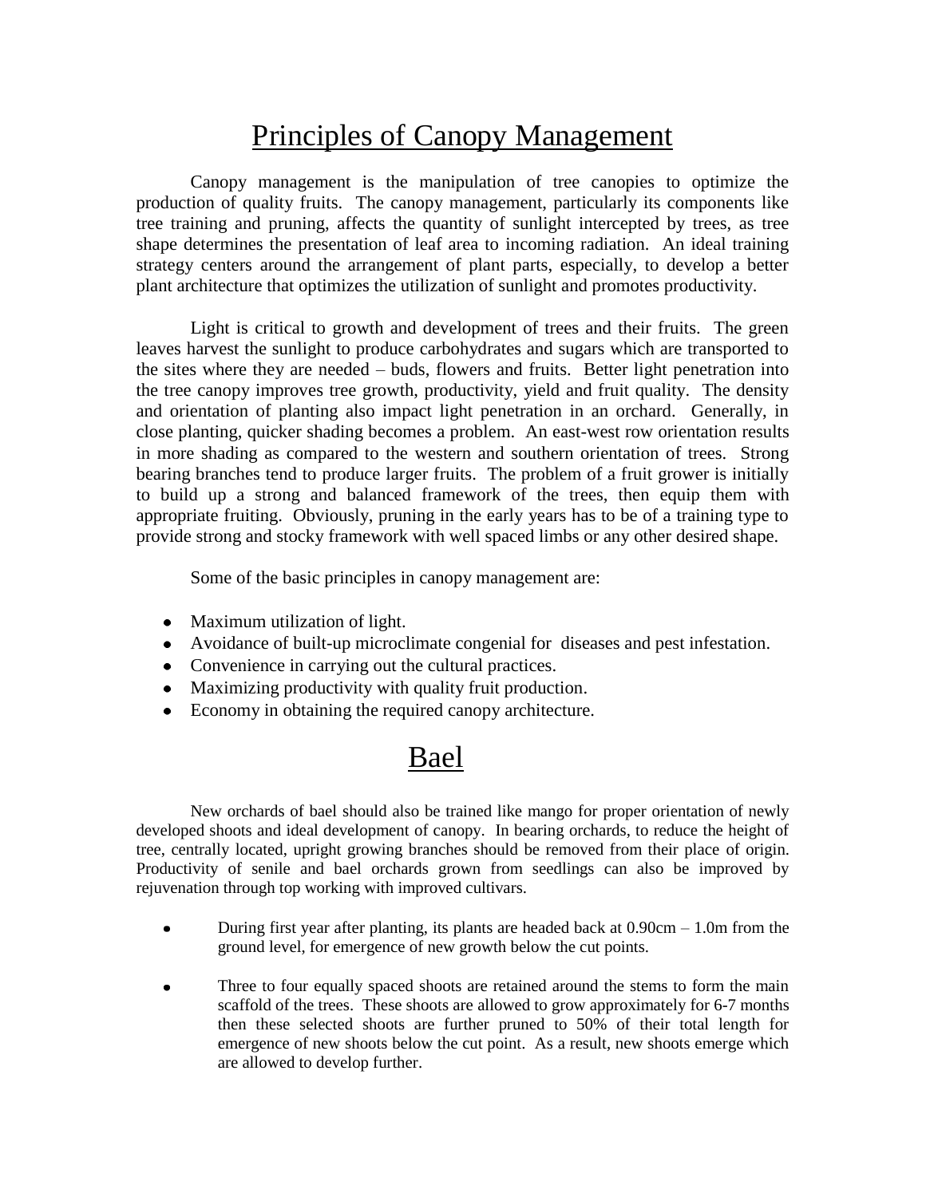# Principles of Canopy Management

Canopy management is the manipulation of tree canopies to optimize the production of quality fruits. The canopy management, particularly its components like tree training and pruning, affects the quantity of sunlight intercepted by trees, as tree shape determines the presentation of leaf area to incoming radiation. An ideal training strategy centers around the arrangement of plant parts, especially, to develop a better plant architecture that optimizes the utilization of sunlight and promotes productivity.

Light is critical to growth and development of trees and their fruits. The green leaves harvest the sunlight to produce carbohydrates and sugars which are transported to the sites where they are needed – buds, flowers and fruits. Better light penetration into the tree canopy improves tree growth, productivity, yield and fruit quality. The density and orientation of planting also impact light penetration in an orchard. Generally, in close planting, quicker shading becomes a problem. An east-west row orientation results in more shading as compared to the western and southern orientation of trees. Strong bearing branches tend to produce larger fruits. The problem of a fruit grower is initially to build up a strong and balanced framework of the trees, then equip them with appropriate fruiting. Obviously, pruning in the early years has to be of a training type to provide strong and stocky framework with well spaced limbs or any other desired shape.

Some of the basic principles in canopy management are:

- Maximum utilization of light.
- Avoidance of built-up microclimate congenial for diseases and pest infestation.
- Convenience in carrying out the cultural practices.
- Maximizing productivity with quality fruit production.
- Economy in obtaining the required canopy architecture.

# Bael

New orchards of bael should also be trained like mango for proper orientation of newly developed shoots and ideal development of canopy. In bearing orchards, to reduce the height of tree, centrally located, upright growing branches should be removed from their place of origin. Productivity of senile and bael orchards grown from seedlings can also be improved by rejuvenation through top working with improved cultivars.

- During first year after planting, its plants are headed back at 0.90cm – 1.0m from the ground level, for emergence of new growth below the cut points.
- Three to four equally spaced shoots are retained around the stems to form the main scaffold of the trees. These shoots are allowed to grow approximately for 6-7 months then these selected shoots are further pruned to 50% of their total length for emergence of new shoots below the cut point. As a result, new shoots emerge which are allowed to develop further.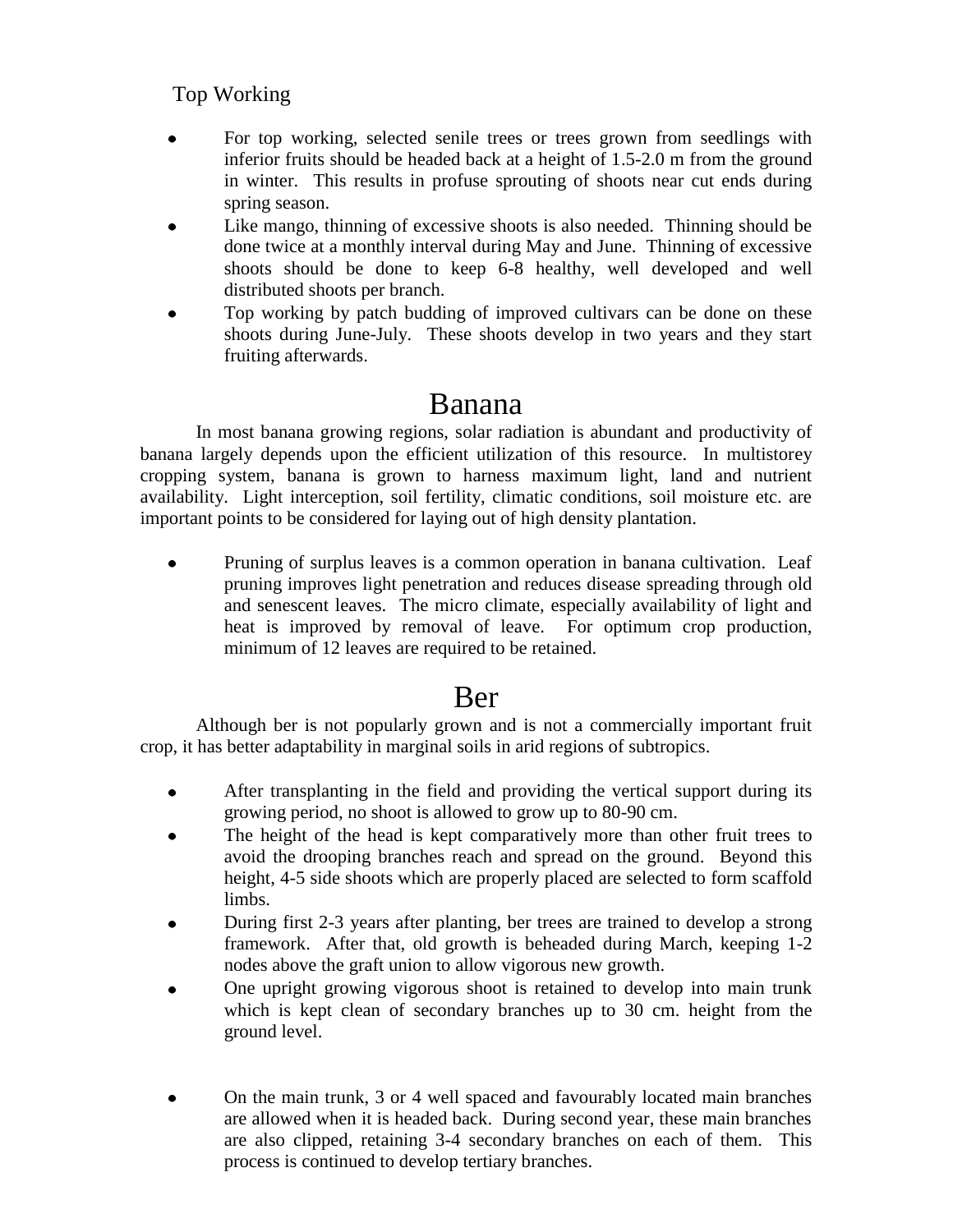### Top Working

- For top working, selected senile trees or trees grown from seedlings with inferior fruits should be headed back at a height of 1.5-2.0 m from the ground in winter. This results in profuse sprouting of shoots near cut ends during spring season.
- Like mango, thinning of excessive shoots is also needed. Thinning should be done twice at a monthly interval during May and June. Thinning of excessive shoots should be done to keep 6-8 healthy, well developed and well distributed shoots per branch.
- Top working by patch budding of improved cultivars can be done on these shoots during June-July. These shoots develop in two years and they start fruiting afterwards.

## Banana

In most banana growing regions, solar radiation is abundant and productivity of banana largely depends upon the efficient utilization of this resource. In multistorey cropping system, banana is grown to harness maximum light, land and nutrient availability. Light interception, soil fertility, climatic conditions, soil moisture etc. are important points to be considered for laying out of high density plantation.

- Pruning of surplus leaves is a common operation in banana cultivation. Leaf pruning improves light penetration and reduces disease spreading through old and senescent leaves. The micro climate, especially availability of light and heat is improved by removal of leave. For optimum crop production, minimum of 12 leaves are required to be retained.

## Ber

Although ber is not popularly grown and is not a commercially important fruit crop, it has better adaptability in marginal soils in arid regions of subtropics.

- After transplanting in the field and providing the vertical support during its growing period, no shoot is allowed to grow up to 80-90 cm.
- The height of the head is kept comparatively more than other fruit trees to avoid the drooping branches reach and spread on the ground. Beyond this height, 4-5 side shoots which are properly placed are selected to form scaffold limbs.
- During first 2-3 years after planting, ber trees are trained to develop a strong framework. After that, old growth is beheaded during March, keeping 1-2 nodes above the graft union to allow vigorous new growth.
- One upright growing vigorous shoot is retained to develop into main trunk which is kept clean of secondary branches up to 30 cm. height from the ground level.
- On the main trunk, 3 or 4 well spaced and favourably located main branches are allowed when it is headed back. During second year, these main branches are also clipped, retaining 3-4 secondary branches on each of them. This process is continued to develop tertiary branches.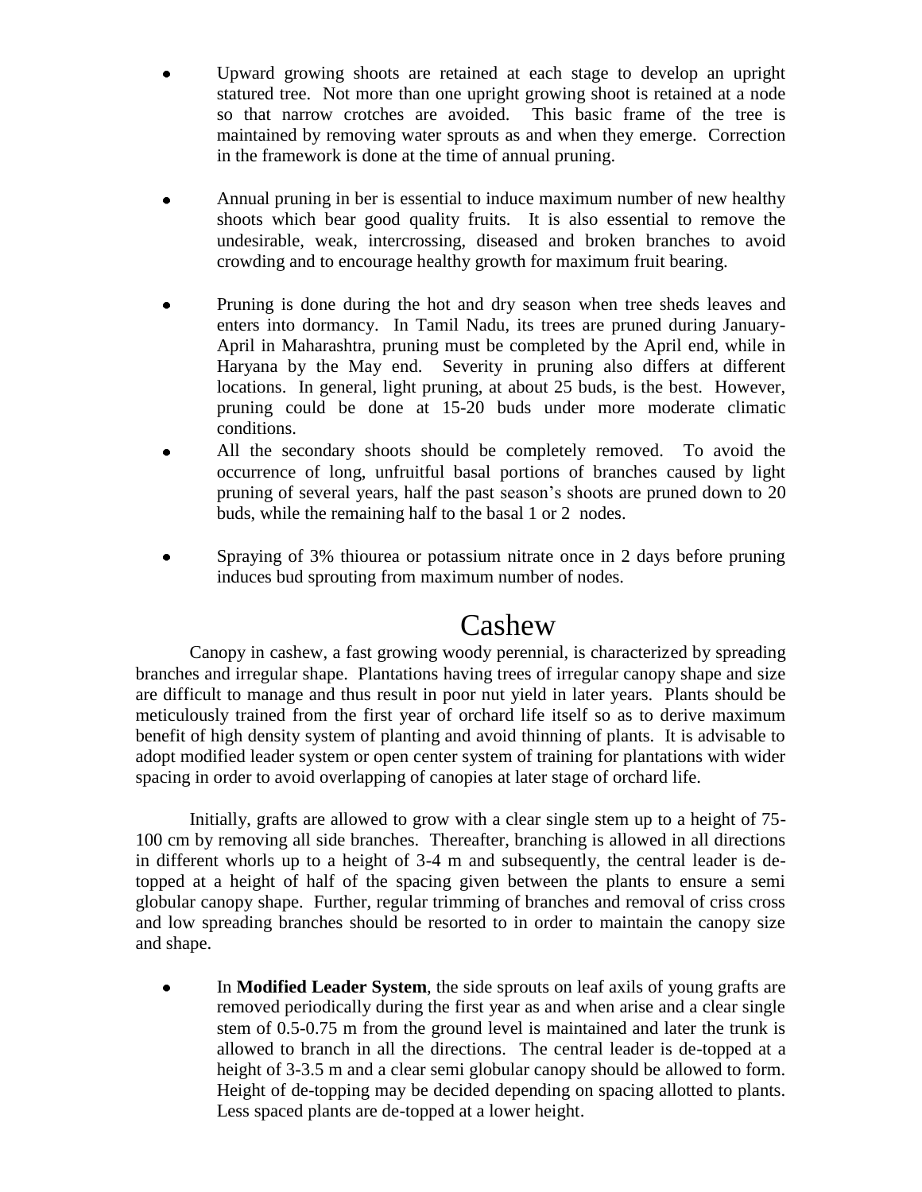- Upward growing shoots are retained at each stage to develop an upright statured tree. Not more than one upright growing shoot is retained at a node so that narrow crotches are avoided. This basic frame of the tree is maintained by removing water sprouts as and when they emerge. Correction in the framework is done at the time of annual pruning.

- Annual pruning in ber is essential to induce maximum number of new healthy shoots which bear good quality fruits. It is also essential to remove the undesirable, weak, intercrossing, diseased and broken branches to avoid crowding and to encourage healthy growth for maximum fruit bearing.

- Pruning is done during the hot and dry season when tree sheds leaves and enters into dormancy. In Tamil Nadu, its trees are pruned during January-April in Maharashtra, pruning must be completed by the April end, while in Haryana by the May end. Severity in pruning also differs at different locations. In general, light pruning, at about 25 buds, is the best. However, pruning could be done at 15-20 buds under more moderate climatic conditions.
- All the secondary shoots should be completely removed. To avoid the occurrence of long, unfruitful basal portions of branches caused by light pruning of several years, half the past season's shoots are pruned down to 20 buds, while the remaining half to the basal 1 or 2 nodes.

- Spraying of 3% thiourea or potassium nitrate once in 2 days before pruning induces bud sprouting from maximum number of nodes.

# Cashew

Canopy in cashew, a fast growing woody perennial, is characterized by spreading branches and irregular shape. Plantations having trees of irregular canopy shape and size are difficult to manage and thus result in poor nut yield in later years. Plants should be meticulously trained from the first year of orchard life itself so as to derive maximum benefit of high density system of planting and avoid thinning of plants. It is advisable to adopt modified leader system or open center system of training for plantations with wider spacing in order to avoid overlapping of canopies at later stage of orchard life.

Initially, grafts are allowed to grow with a clear single stem up to a height of 75-100 cm by removing all side branches. Thereafter, branching is allowed in all directions in different whorls up to a height of 3-4 m and subsequently, the central leader is de-topped at a height of half of the spacing given between the plants to ensure a semi globular canopy shape. Further, regular trimming of branches and removal of criss cross and low spreading branches should be resorted to in order to maintain the canopy size and shape.

- In **Modified Leader System**, the side sprouts on leaf axils of young grafts are removed periodically during the first year as and when arise and a clear single stem of 0.5-0.75 m from the ground level is maintained and later the trunk is allowed to branch in all the directions. The central leader is de-topped at a height of 3-3.5 m and a clear semi globular canopy should be allowed to form. Height of de-topping may be decided depending on spacing allotted to plants. Less spaced plants are de-topped at a lower height.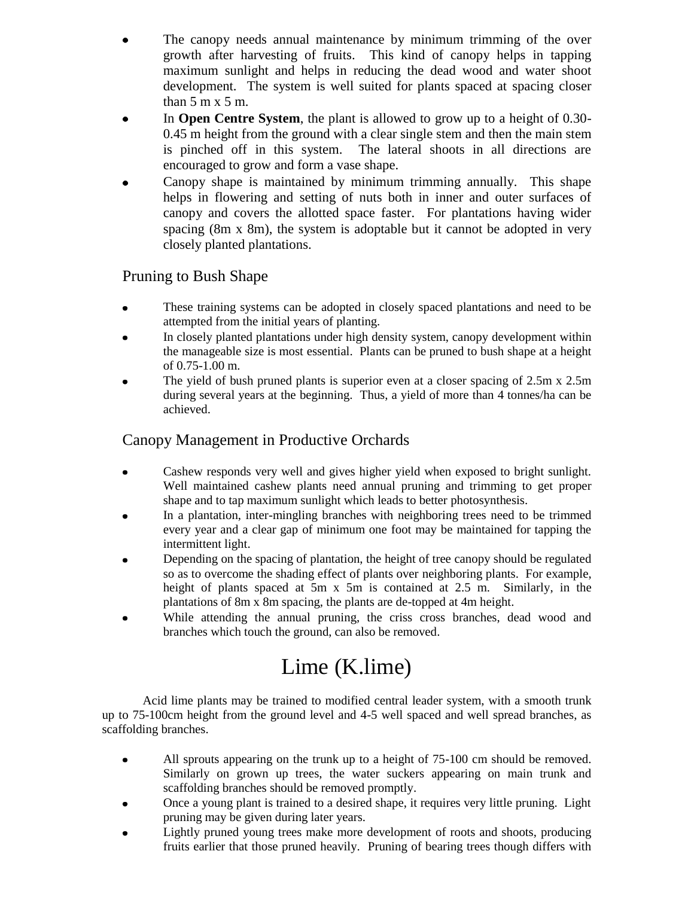- The canopy needs annual maintenance by minimum trimming of the over growth after harvesting of fruits. This kind of canopy helps in tapping maximum sunlight and helps in reducing the dead wood and water shoot development. The system is well suited for plants spaced at spacing closer than 5 m x 5 m.
- In **Open Centre System**, the plant is allowed to grow up to a height of 0.30-0.45 m height from the ground with a clear single stem and then the main stem is pinched off in this system. The lateral shoots in all directions are encouraged to grow and form a vase shape.
- Canopy shape is maintained by minimum trimming annually. This shape helps in flowering and setting of nuts both in inner and outer surfaces of canopy and covers the allotted space faster. For plantations having wider spacing (8m x 8m), the system is adoptable but it cannot be adopted in very closely planted plantations.

## Pruning to Bush Shape

- These training systems can be adopted in closely spaced plantations and need to be attempted from the initial years of planting.
- In closely planted plantations under high density system, canopy development within the manageable size is most essential. Plants can be pruned to bush shape at a height of 0.75-1.00 m.
- The yield of bush pruned plants is superior even at a closer spacing of 2.5m x 2.5m during several years at the beginning. Thus, a yield of more than 4 tonnes/ha can be achieved.

## Canopy Management in Productive Orchards

- Cashew responds very well and gives higher yield when exposed to bright sunlight. Well maintained cashew plants need annual pruning and trimming to get proper shape and to tap maximum sunlight which leads to better photosynthesis.
- In a plantation, inter-mingling branches with neighboring trees need to be trimmed every year and a clear gap of minimum one foot may be maintained for tapping the intermittent light.
- Depending on the spacing of plantation, the height of tree canopy should be regulated so as to overcome the shading effect of plants over neighboring plants. For example, height of plants spaced at 5m x 5m is contained at 2.5 m. Similarly, in the plantations of 8m x 8m spacing, the plants are de-topped at 4m height.
- While attending the annual pruning, the criss cross branches, dead wood and branches which touch the ground, can also be removed.

# Lime (K.lime)

Acid lime plants may be trained to modified central leader system, with a smooth trunk up to 75-100cm height from the ground level and 4-5 well spaced and well spread branches, as scaffolding branches.

- All sprouts appearing on the trunk up to a height of 75-100 cm should be removed. Similarly on grown up trees, the water suckers appearing on main trunk and scaffolding branches should be removed promptly.
- Once a young plant is trained to a desired shape, it requires very little pruning. Light pruning may be given during later years.
- Lightly pruned young trees make more development of roots and shoots, producing fruits earlier that those pruned heavily. Pruning of bearing trees though differs with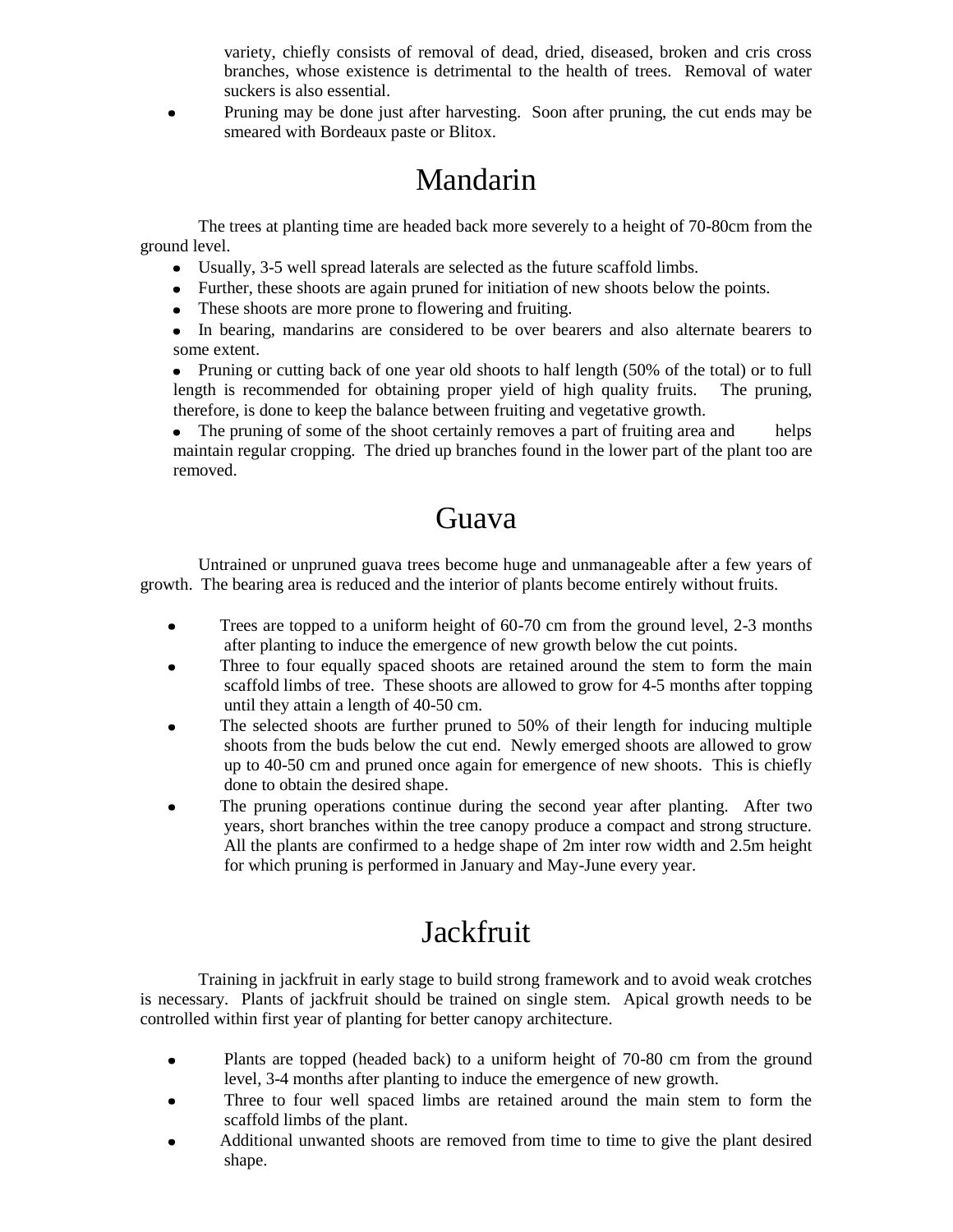variety, chiefly consists of removal of dead, dried, diseased, broken and cris cross branches, whose existence is detrimental to the health of trees. Removal of water suckers is also essential.

- Pruning may be done just after harvesting. Soon after pruning, the cut ends may be smeared with Bordeaux paste or Blitox.

# Mandarin

The trees at planting time are headed back more severely to a height of 70-80cm from the ground level.

- Usually, 3-5 well spread laterals are selected as the future scaffold limbs.
- Further, these shoots are again pruned for initiation of new shoots below the points.
- These shoots are more prone to flowering and fruiting.
- In bearing, mandarins are considered to be over bearers and also alternate bearers to some extent.
- Pruning or cutting back of one year old shoots to half length (50% of the total) or to full length is recommended for obtaining proper yield of high quality fruits. The pruning, therefore, is done to keep the balance between fruiting and vegetative growth.
- The pruning of some of the shoot certainly removes a part of fruiting area and helps maintain regular cropping. The dried up branches found in the lower part of the plant too are removed.

# Guava

Untrained or unpruned guava trees become huge and unmanageable after a few years of growth. The bearing area is reduced and the interior of plants become entirely without fruits.

- Trees are topped to a uniform height of 60-70 cm from the ground level, 2-3 months after planting to induce the emergence of new growth below the cut points.
- Three to four equally spaced shoots are retained around the stem to form the main scaffold limbs of tree. These shoots are allowed to grow for 4-5 months after topping until they attain a length of 40-50 cm.
- The selected shoots are further pruned to 50% of their length for inducing multiple shoots from the buds below the cut end. Newly emerged shoots are allowed to grow up to 40-50 cm and pruned once again for emergence of new shoots. This is chiefly done to obtain the desired shape.
- The pruning operations continue during the second year after planting. After two years, short branches within the tree canopy produce a compact and strong structure. All the plants are confirmed to a hedge shape of 2m inter row width and 2.5m height for which pruning is performed in January and May-June every year.

# Jackfruit

Training in jackfruit in early stage to build strong framework and to avoid weak crotches is necessary. Plants of jackfruit should be trained on single stem. Apical growth needs to be controlled within first year of planting for better canopy architecture.

- Plants are topped (headed back) to a uniform height of 70-80 cm from the ground level, 3-4 months after planting to induce the emergence of new growth.
- Three to four well spaced limbs are retained around the main stem to form the scaffold limbs of the plant.
- Additional unwanted shoots are removed from time to time to give the plant desired shape.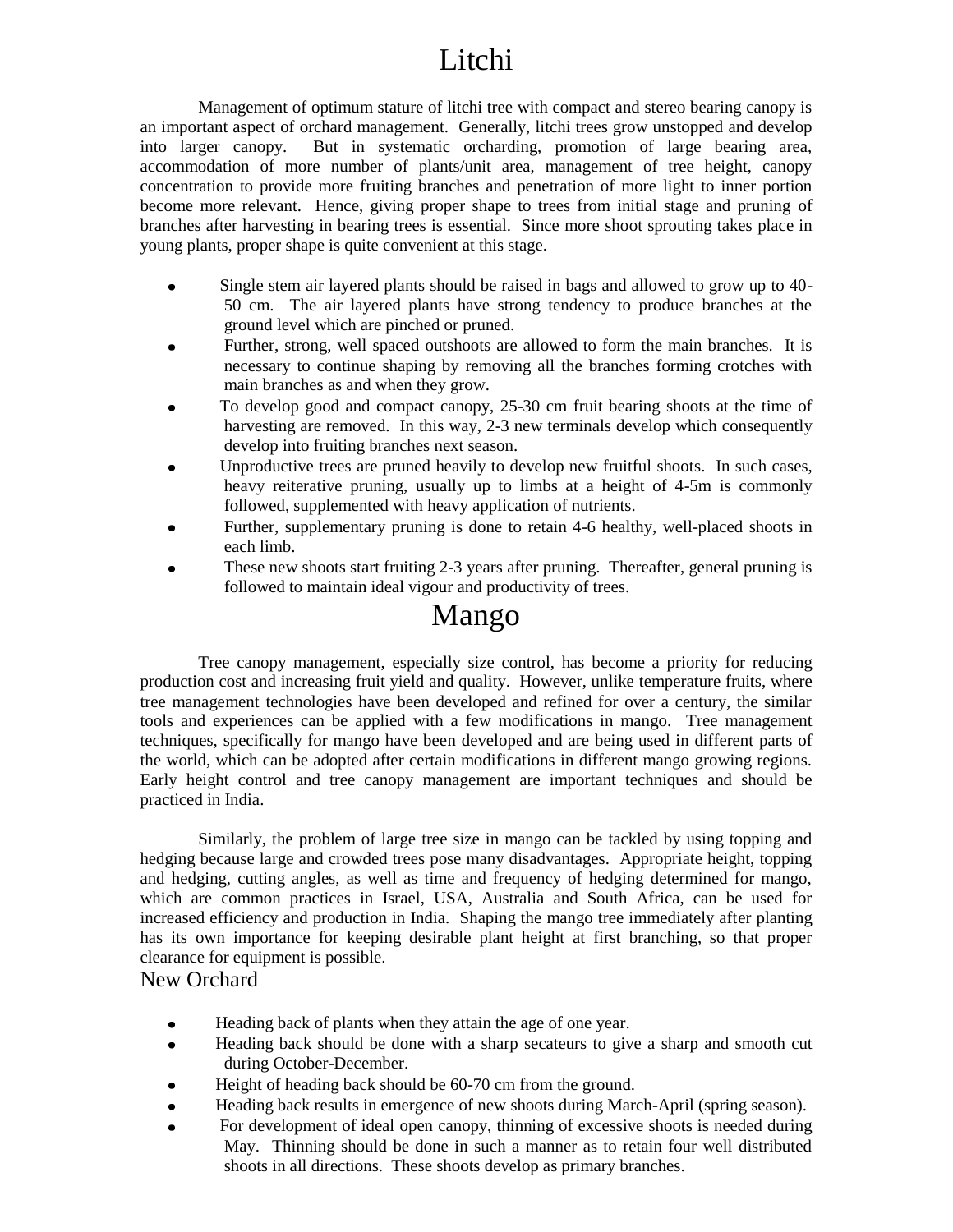# Litchi

Management of optimum stature of litchi tree with compact and stereo bearing canopy is an important aspect of orchard management. Generally, litchi trees grow unstopped and develop into larger canopy. But in systematic orcharding, promotion of large bearing area, accommodation of more number of plants/unit area, management of tree height, canopy concentration to provide more fruiting branches and penetration of more light to inner portion become more relevant. Hence, giving proper shape to trees from initial stage and pruning of branches after harvesting in bearing trees is essential. Since more shoot sprouting takes place in young plants, proper shape is quite convenient at this stage.

- Single stem air layered plants should be raised in bags and allowed to grow up to 40-50 cm. The air layered plants have strong tendency to produce branches at the ground level which are pinched or pruned.
- Further, strong, well spaced outshoots are allowed to form the main branches. It is necessary to continue shaping by removing all the branches forming crotches with main branches as and when they grow.
- To develop good and compact canopy, 25-30 cm fruit bearing shoots at the time of harvesting are removed. In this way, 2-3 new terminals develop which consequently develop into fruiting branches next season.
- Unproductive trees are pruned heavily to develop new fruitful shoots. In such cases, heavy reiterative pruning, usually up to limbs at a height of 4-5m is commonly followed, supplemented with heavy application of nutrients.
- Further, supplementary pruning is done to retain 4-6 healthy, well-placed shoots in each limb.
- These new shoots start fruiting 2-3 years after pruning. Thereafter, general pruning is followed to maintain ideal vigour and productivity of trees.

# Mango

Tree canopy management, especially size control, has become a priority for reducing production cost and increasing fruit yield and quality. However, unlike temperature fruits, where tree management technologies have been developed and refined for over a century, the similar tools and experiences can be applied with a few modifications in mango. Tree management techniques, specifically for mango have been developed and are being used in different parts of the world, which can be adopted after certain modifications in different mango growing regions. Early height control and tree canopy management are important techniques and should be practiced in India.

Similarly, the problem of large tree size in mango can be tackled by using topping and hedging because large and crowded trees pose many disadvantages. Appropriate height, topping and hedging, cutting angles, as well as time and frequency of hedging determined for mango, which are common practices in Israel, USA, Australia and South Africa, can be used for increased efficiency and production in India. Shaping the mango tree immediately after planting has its own importance for keeping desirable plant height at first branching, so that proper clearance for equipment is possible.

## New Orchard

- Heading back of plants when they attain the age of one year.
- Heading back should be done with a sharp secateurs to give a sharp and smooth cut during October-December.
- Height of heading back should be 60-70 cm from the ground.
- Heading back results in emergence of new shoots during March-April (spring season).
- For development of ideal open canopy, thinning of excessive shoots is needed during May. Thinning should be done in such a manner as to retain four well distributed shoots in all directions. These shoots develop as primary branches.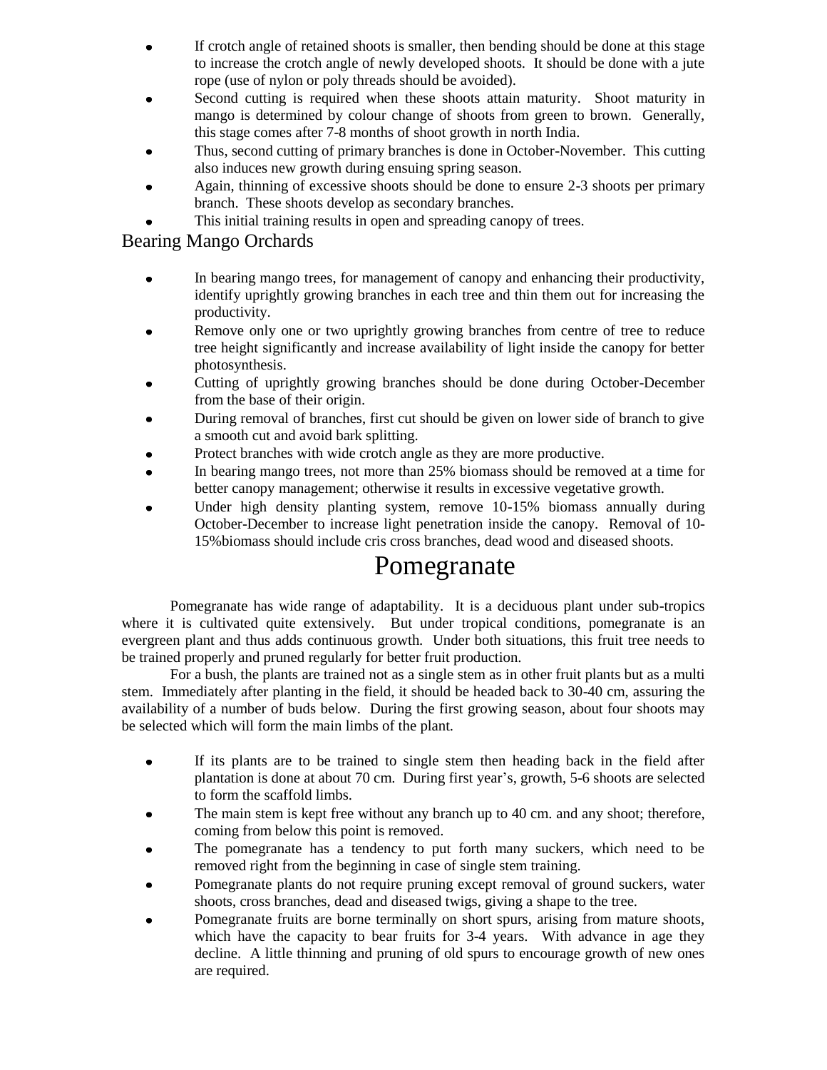- If crotch angle of retained shoots is smaller, then bending should be done at this stage to increase the crotch angle of newly developed shoots. It should be done with a jute rope (use of nylon or poly threads should be avoided).
- Second cutting is required when these shoots attain maturity. Shoot maturity in mango is determined by colour change of shoots from green to brown. Generally, this stage comes after 7-8 months of shoot growth in north India.
- Thus, second cutting of primary branches is done in October-November. This cutting also induces new growth during ensuing spring season.
- Again, thinning of excessive shoots should be done to ensure 2-3 shoots per primary branch. These shoots develop as secondary branches.
- This initial training results in open and spreading canopy of trees.

## Bearing Mango Orchards

- In bearing mango trees, for management of canopy and enhancing their productivity, identify uprightly growing branches in each tree and thin them out for increasing the productivity.
- Remove only one or two uprightly growing branches from centre of tree to reduce tree height significantly and increase availability of light inside the canopy for better photosynthesis.
- Cutting of uprightly growing branches should be done during October-December from the base of their origin.
- During removal of branches, first cut should be given on lower side of branch to give a smooth cut and avoid bark splitting.
- Protect branches with wide crotch angle as they are more productive.
- In bearing mango trees, not more than 25% biomass should be removed at a time for better canopy management; otherwise it results in excessive vegetative growth.
- Under high density planting system, remove 10-15% biomass annually during October-December to increase light penetration inside the canopy. Removal of 10-15%biomass should include cris cross branches, dead wood and diseased shoots.

# Pomegranate

Pomegranate has wide range of adaptability. It is a deciduous plant under sub-tropics where it is cultivated quite extensively. But under tropical conditions, pomegranate is an evergreen plant and thus adds continuous growth. Under both situations, this fruit tree needs to be trained properly and pruned regularly for better fruit production.

For a bush, the plants are trained not as a single stem as in other fruit plants but as a multi stem. Immediately after planting in the field, it should be headed back to 30-40 cm, assuring the availability of a number of buds below. During the first growing season, about four shoots may be selected which will form the main limbs of the plant.

- If its plants are to be trained to single stem then heading back in the field after plantation is done at about 70 cm. During first year's, growth, 5-6 shoots are selected to form the scaffold limbs.
- The main stem is kept free without any branch up to 40 cm. and any shoot; therefore, coming from below this point is removed.
- The pomegranate has a tendency to put forth many suckers, which need to be removed right from the beginning in case of single stem training.
- Pomegranate plants do not require pruning except removal of ground suckers, water shoots, cross branches, dead and diseased twigs, giving a shape to the tree.
- Pomegranate fruits are borne terminally on short spurs, arising from mature shoots, which have the capacity to bear fruits for 3-4 years. With advance in age they decline. A little thinning and pruning of old spurs to encourage growth of new ones are required.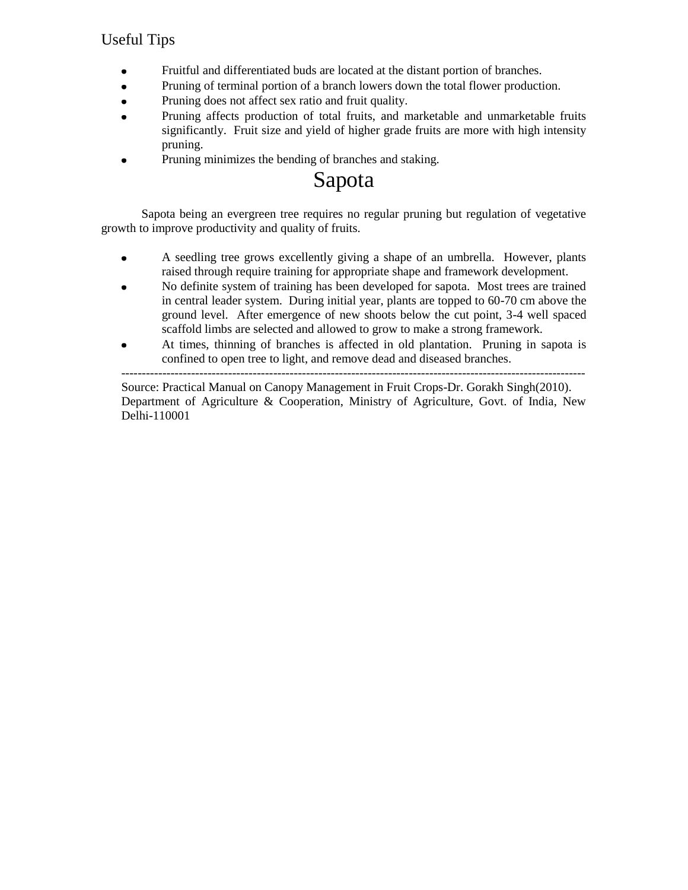Useful Tips

- Fruitful and differentiated buds are located at the distant portion of branches.
- Pruning of terminal portion of a branch lowers down the total flower production.
- Pruning does not affect sex ratio and fruit quality.
- Pruning affects production of total fruits, and marketable and unmarketable fruits significantly. Fruit size and yield of higher grade fruits are more with high intensity pruning.
- Pruning minimizes the bending of branches and staking.

# Sapota

Sapota being an evergreen tree requires no regular pruning but regulation of vegetative growth to improve productivity and quality of fruits.

- A seedling tree grows excellently giving a shape of an umbrella. However, plants raised through require training for appropriate shape and framework development.
- No definite system of training has been developed for sapota. Most trees are trained in central leader system. During initial year, plants are topped to 60-70 cm above the ground level. After emergence of new shoots below the cut point, 3-4 well spaced scaffold limbs are selected and allowed to grow to make a strong framework.
- At times, thinning of branches is affected in old plantation. Pruning in sapota is confined to open tree to light, and remove dead and diseased branches.

---

Source: Practical Manual on Canopy Management in Fruit Crops-Dr. Gorakh Singh(2010). Department of Agriculture & Cooperation, Ministry of Agriculture, Govt. of India, New Delhi-110001